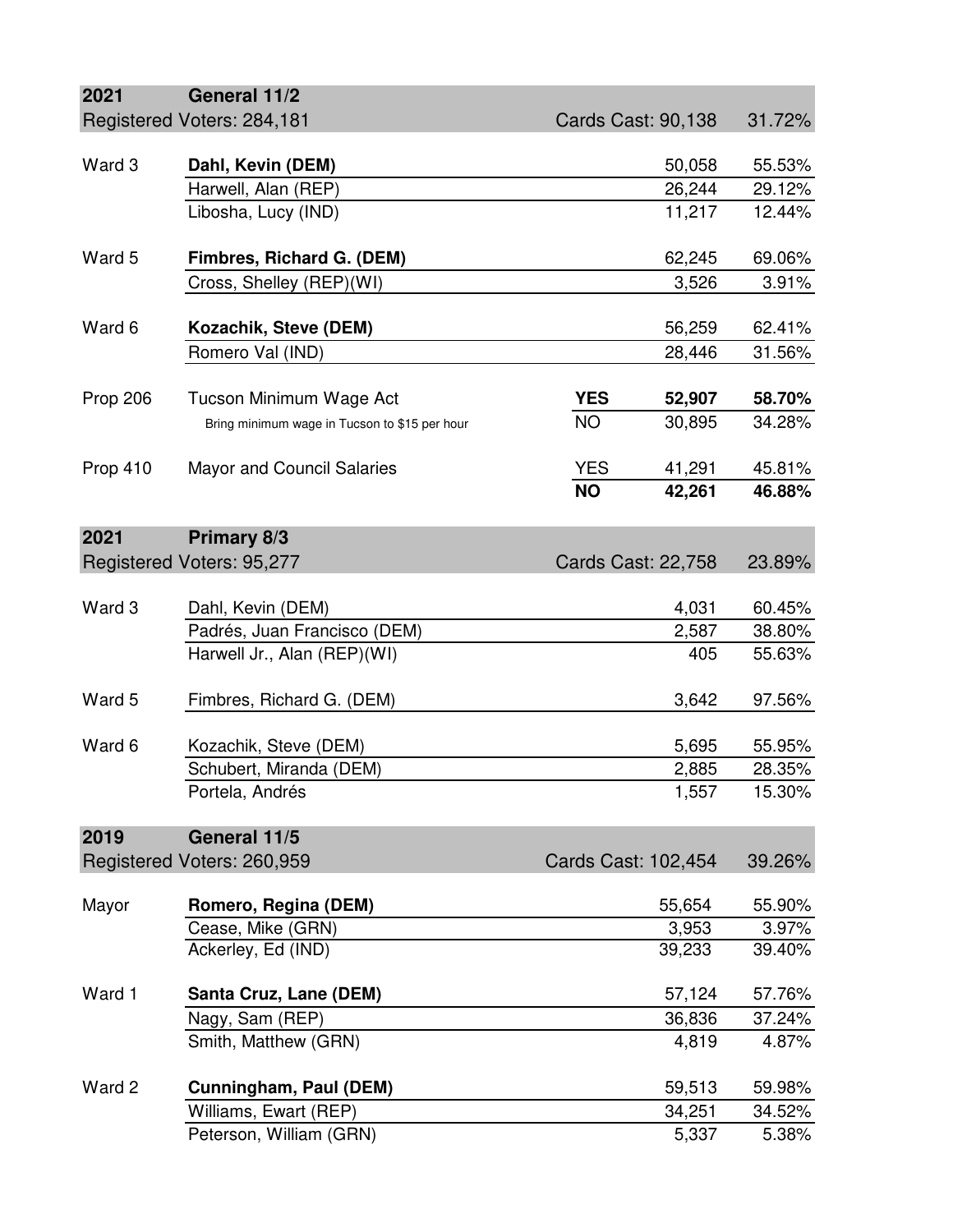## 2021 General 11/2

Registered Voters: 284,181 — Cards Cast: 90,138 — 31.72%

| Race | Candidate / Measure | | Votes | Percent |
|---|---|---|---|---|
| Ward 3 | **Dahl, Kevin (DEM)** | | 50,058 | 55.53% |
| | Harwell, Alan (REP) | | 26,244 | 29.12% |
| | Libosha, Lucy (IND) | | 11,217 | 12.44% |
| Ward 5 | **Fimbres, Richard G. (DEM)** | | 62,245 | 69.06% |
| | Cross, Shelley (REP)(WI) | | 3,526 | 3.91% |
| Ward 6 | **Kozachik, Steve (DEM)** | | 56,259 | 62.41% |
| | Romero Val (IND) | | 28,446 | 31.56% |
| Prop 206 | Tucson Minimum Wage Act | **YES** | **52,907** | **58.70%** |
| | Bring minimum wage in Tucson to $15 per hour | NO | 30,895 | 34.28% |
| Prop 410 | Mayor and Council Salaries | YES | 41,291 | 45.81% |
| | | **NO** | **42,261** | **46.88%** |

## 2021 Primary 8/3

Registered Voters: 95,277 — Cards Cast: 22,758 — 23.89%

| Race | Candidate | Votes | Percent |
|---|---|---|---|
| Ward 3 | Dahl, Kevin (DEM) | 4,031 | 60.45% |
| | Padrés, Juan Francisco (DEM) | 2,587 | 38.80% |
| | Harwell Jr., Alan (REP)(WI) | 405 | 55.63% |
| Ward 5 | Fimbres, Richard G. (DEM) | 3,642 | 97.56% |
| Ward 6 | Kozachik, Steve (DEM) | 5,695 | 55.95% |
| | Schubert, Miranda (DEM) | 2,885 | 28.35% |
| | Portela, Andrés | 1,557 | 15.30% |

## 2019 General 11/5

Registered Voters: 260,959 — Cards Cast: 102,454 — 39.26%

| Race | Candidate | Votes | Percent |
|---|---|---|---|
| Mayor | **Romero, Regina (DEM)** | 55,654 | 55.90% |
| | Cease, Mike (GRN) | 3,953 | 3.97% |
| | Ackerley, Ed (IND) | 39,233 | 39.40% |
| Ward 1 | **Santa Cruz, Lane (DEM)** | 57,124 | 57.76% |
| | Nagy, Sam (REP) | 36,836 | 37.24% |
| | Smith, Matthew (GRN) | 4,819 | 4.87% |
| Ward 2 | **Cunningham, Paul (DEM)** | 59,513 | 59.98% |
| | Williams, Ewart (REP) | 34,251 | 34.52% |
| | Peterson, William (GRN) | 5,337 | 5.38% |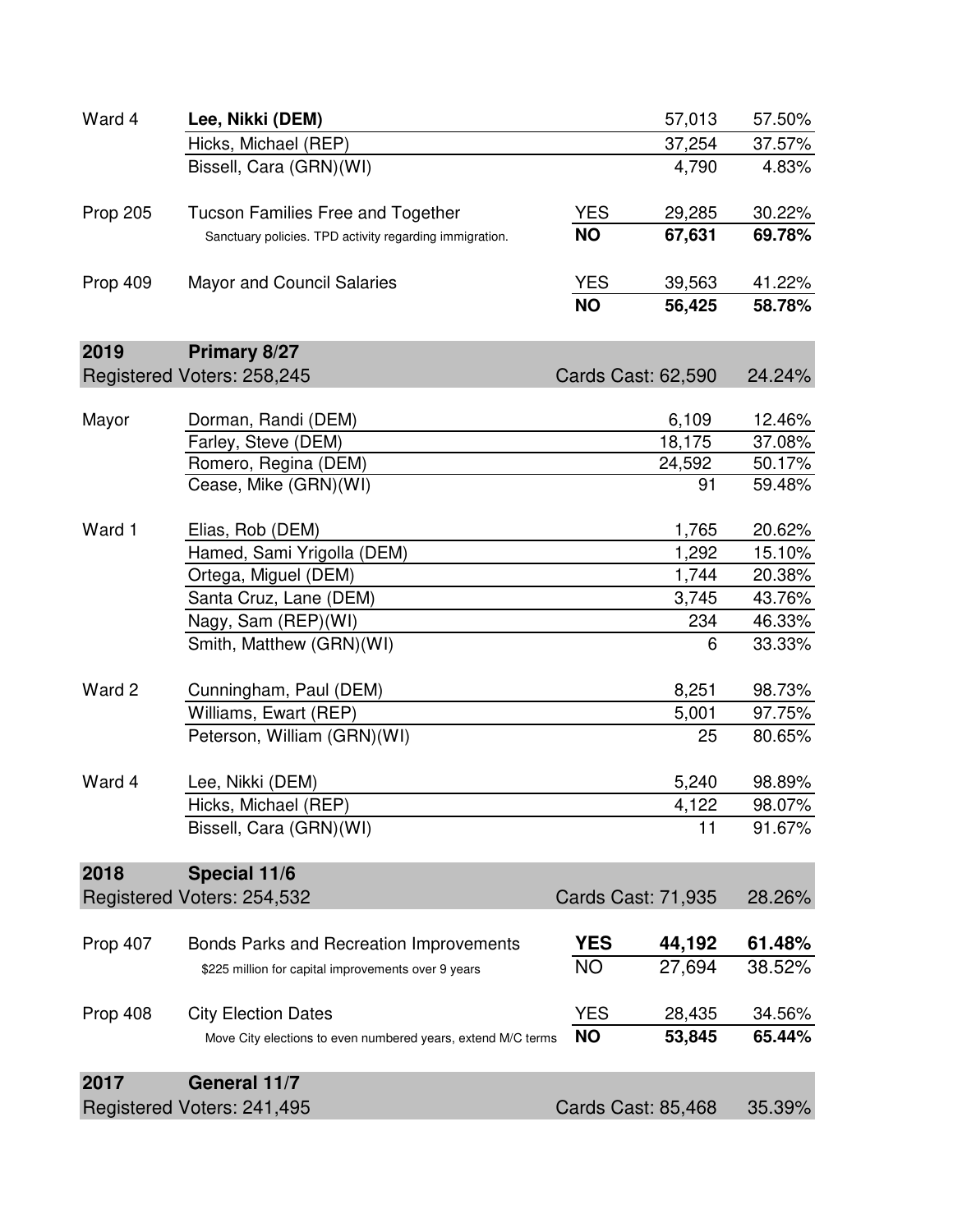| | | | | |
|---|---|---|---|---|
| Ward 4 | **Lee, Nikki (DEM)** | | 57,013 | 57.50% |
| | Hicks, Michael (REP) | | 37,254 | 37.57% |
| | Bissell, Cara (GRN)(WI) | | 4,790 | 4.83% |
| Prop 205 | Tucson Families Free and Together | YES | 29,285 | 30.22% |
| | Sanctuary policies. TPD activity regarding immigration. | **NO** | **67,631** | **69.78%** |
| Prop 409 | Mayor and Council Salaries | YES | 39,563 | 41.22% |
| | | **NO** | **56,425** | **58.78%** |

| **2019** | **Primary 8/27** | | | |
|---|---|---|---|---|
| Registered Voters: 258,245 | | Cards Cast: 62,590 | | 24.24% |
| Mayor | Dorman, Randi (DEM) | | 6,109 | 12.46% |
| | Farley, Steve (DEM) | | 18,175 | 37.08% |
| | Romero, Regina (DEM) | | 24,592 | 50.17% |
| | Cease, Mike (GRN)(WI) | | 91 | 59.48% |
| Ward 1 | Elias, Rob (DEM) | | 1,765 | 20.62% |
| | Hamed, Sami Yrigolla (DEM) | | 1,292 | 15.10% |
| | Ortega, Miguel (DEM) | | 1,744 | 20.38% |
| | Santa Cruz, Lane (DEM) | | 3,745 | 43.76% |
| | Nagy, Sam (REP)(WI) | | 234 | 46.33% |
| | Smith, Matthew (GRN)(WI) | | 6 | 33.33% |
| Ward 2 | Cunningham, Paul (DEM) | | 8,251 | 98.73% |
| | Williams, Ewart (REP) | | 5,001 | 97.75% |
| | Peterson, William (GRN)(WI) | | 25 | 80.65% |
| Ward 4 | Lee, Nikki (DEM) | | 5,240 | 98.89% |
| | Hicks, Michael (REP) | | 4,122 | 98.07% |
| | Bissell, Cara (GRN)(WI) | | 11 | 91.67% |

| **2018** | **Special 11/6** | | | |
|---|---|---|---|---|
| Registered Voters: 254,532 | | Cards Cast: 71,935 | | 28.26% |
| Prop 407 | Bonds Parks and Recreation Improvements | **YES** | **44,192** | **61.48%** |
| | $225 million for capital improvements over 9 years | NO | 27,694 | 38.52% |
| Prop 408 | City Election Dates | YES | 28,435 | 34.56% |
| | Move City elections to even numbered years, extend M/C terms | **NO** | **53,845** | **65.44%** |

| **2017** | **General 11/7** | | |
|---|---|---|---|
| Registered Voters: 241,495 | | Cards Cast: 85,468 | 35.39% |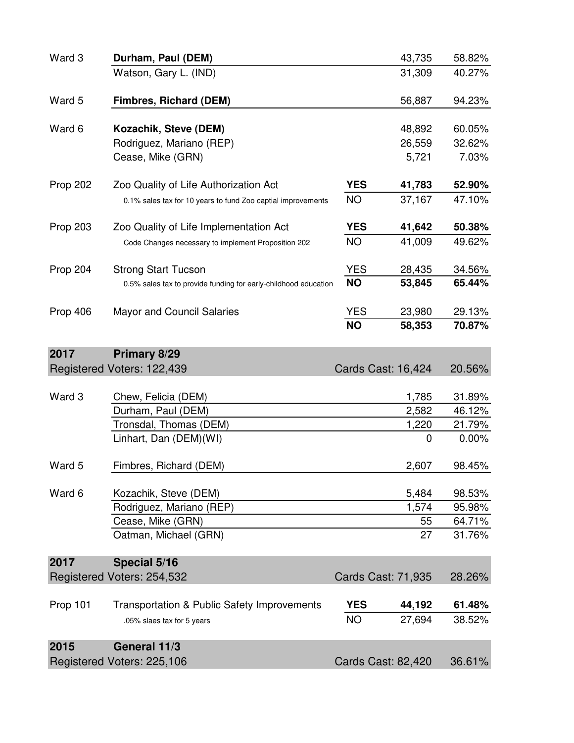| | | | | |
|---|---|---|---|---|
| Ward 3 | **Durham, Paul (DEM)** | | 43,735 | 58.82% |
| | Watson, Gary L. (IND) | | 31,309 | 40.27% |
| Ward 5 | **Fimbres, Richard (DEM)** | | 56,887 | 94.23% |
| Ward 6 | **Kozachik, Steve (DEM)** | | 48,892 | 60.05% |
| | Rodriguez, Mariano (REP) | | 26,559 | 32.62% |
| | Cease, Mike (GRN) | | 5,721 | 7.03% |
| Prop 202 | Zoo Quality of Life Authorization Act | **YES** | **41,783** | **52.90%** |
| | 0.1% sales tax for 10 years to fund Zoo captial improvements | NO | 37,167 | 47.10% |
| Prop 203 | Zoo Quality of Life Implementation Act | **YES** | **41,642** | **50.38%** |
| | Code Changes necessary to implement Proposition 202 | NO | 41,009 | 49.62% |
| Prop 204 | Strong Start Tucson | YES | 28,435 | 34.56% |
| | 0.5% sales tax to provide funding for early-childhood education | **NO** | **53,845** | **65.44%** |
| Prop 406 | Mayor and Council Salaries | YES | 23,980 | 29.13% |
| | | **NO** | **58,353** | **70.87%** |

## 2017 Primary 8/29

Registered Voters: 122,439 — Cards Cast: 16,424 — 20.56%

| | | | |
|---|---|---|---|
| Ward 3 | Chew, Felicia (DEM) | 1,785 | 31.89% |
| | Durham, Paul (DEM) | 2,582 | 46.12% |
| | Tronsdal, Thomas (DEM) | 1,220 | 21.79% |
| | Linhart, Dan (DEM)(WI) | 0 | 0.00% |
| Ward 5 | Fimbres, Richard (DEM) | 2,607 | 98.45% |
| Ward 6 | Kozachik, Steve (DEM) | 5,484 | 98.53% |
| | Rodriguez, Mariano (REP) | 1,574 | 95.98% |
| | Cease, Mike (GRN) | 55 | 64.71% |
| | Oatman, Michael (GRN) | 27 | 31.76% |

## 2017 Special 5/16

Registered Voters: 254,532 — Cards Cast: 71,935 — 28.26%

| | | | | |
|---|---|---|---|---|
| Prop 101 | Transportation & Public Safety Improvements | **YES** | **44,192** | **61.48%** |
| | .05% slaes tax for 5 years | NO | 27,694 | 38.52% |

## 2015 General 11/3

Registered Voters: 225,106 — Cards Cast: 82,420 — 36.61%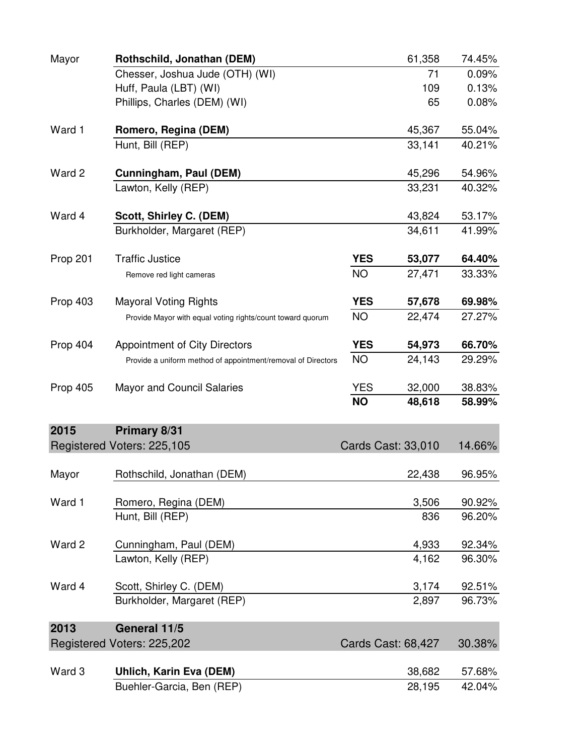| Contest | Candidate / Measure | | Votes | Percent |
|---|---|---|---|---|
| Mayor | **Rothschild, Jonathan (DEM)** | | 61,358 | 74.45% |
| | Chesser, Joshua Jude (OTH) (WI) | | 71 | 0.09% |
| | Huff, Paula (LBT) (WI) | | 109 | 0.13% |
| | Phillips, Charles (DEM) (WI) | | 65 | 0.08% |
| Ward 1 | **Romero, Regina (DEM)** | | 45,367 | 55.04% |
| | Hunt, Bill (REP) | | 33,141 | 40.21% |
| Ward 2 | **Cunningham, Paul (DEM)** | | 45,296 | 54.96% |
| | Lawton, Kelly (REP) | | 33,231 | 40.32% |
| Ward 4 | **Scott, Shirley C. (DEM)** | | 43,824 | 53.17% |
| | Burkholder, Margaret (REP) | | 34,611 | 41.99% |
| Prop 201 | Traffic Justice | **YES** | **53,077** | **64.40%** |
| | Remove red light cameras | NO | 27,471 | 33.33% |
| Prop 403 | Mayoral Voting Rights | **YES** | **57,678** | **69.98%** |
| | Provide Mayor with equal voting rights/count toward quorum | NO | 22,474 | 27.27% |
| Prop 404 | Appointment of City Directors | **YES** | **54,973** | **66.70%** |
| | Provide a uniform method of appointment/removal of Directors | NO | 24,143 | 29.29% |
| Prop 405 | Mayor and Council Salaries | YES | 32,000 | 38.83% |
| | | **NO** | **48,618** | **58.99%** |

## 2015 Primary 8/31

Registered Voters: 225,105 — Cards Cast: 33,010 — 14.66%

| Contest | Candidate | Votes | Percent |
|---|---|---|---|
| Mayor | Rothschild, Jonathan (DEM) | 22,438 | 96.95% |
| Ward 1 | Romero, Regina (DEM) | 3,506 | 90.92% |
| | Hunt, Bill (REP) | 836 | 96.20% |
| Ward 2 | Cunningham, Paul (DEM) | 4,933 | 92.34% |
| | Lawton, Kelly (REP) | 4,162 | 96.30% |
| Ward 4 | Scott, Shirley C. (DEM) | 3,174 | 92.51% |
| | Burkholder, Margaret (REP) | 2,897 | 96.73% |

## 2013 General 11/5

Registered Voters: 225,202 — Cards Cast: 68,427 — 30.38%

| Contest | Candidate | Votes | Percent |
|---|---|---|---|
| Ward 3 | **Uhlich, Karin Eva (DEM)** | 38,682 | 57.68% |
| | Buehler-Garcia, Ben (REP) | 28,195 | 42.04% |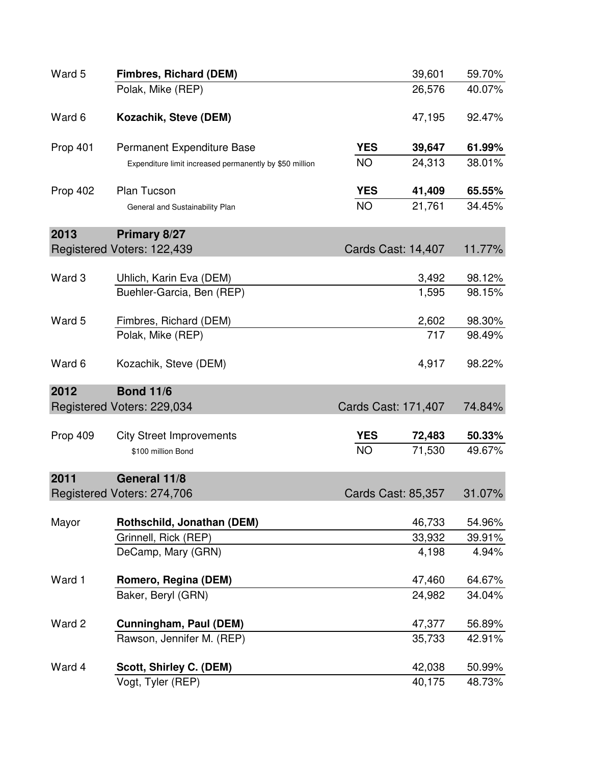| | | | | |
|---|---|---|---|---|
| Ward 5 | **Fimbres, Richard (DEM)** | | 39,601 | 59.70% |
| | Polak, Mike (REP) | | 26,576 | 40.07% |
| Ward 6 | **Kozachik, Steve (DEM)** | | 47,195 | 92.47% |
| Prop 401 | Permanent Expenditure Base | **YES** | **39,647** | **61.99%** |
| | Expenditure limit increased permanently by $50 million | NO | 24,313 | 38.01% |
| Prop 402 | Plan Tucson | **YES** | **41,409** | **65.55%** |
| | General and Sustainability Plan | NO | 21,761 | 34.45% |

## 2013 Primary 8/27

| Registered Voters: 122,439 | | Cards Cast: 14,407 | | 11.77% |
|---|---|---|---|---|
| Ward 3 | Uhlich, Karin Eva (DEM) | | 3,492 | 98.12% |
| | Buehler-Garcia, Ben (REP) | | 1,595 | 98.15% |
| Ward 5 | Fimbres, Richard (DEM) | | 2,602 | 98.30% |
| | Polak, Mike (REP) | | 717 | 98.49% |
| Ward 6 | Kozachik, Steve (DEM) | | 4,917 | 98.22% |

## 2012 Bond 11/6

| Registered Voters: 229,034 | | Cards Cast: 171,407 | | 74.84% |
|---|---|---|---|---|
| Prop 409 | City Street Improvements | **YES** | **72,483** | **50.33%** |
| | $100 million Bond | NO | 71,530 | 49.67% |

## 2011 General 11/8

| Registered Voters: 274,706 | | Cards Cast: 85,357 | | 31.07% |
|---|---|---|---|---|
| Mayor | **Rothschild, Jonathan (DEM)** | | 46,733 | 54.96% |
| | Grinnell, Rick (REP) | | 33,932 | 39.91% |
| | DeCamp, Mary (GRN) | | 4,198 | 4.94% |
| Ward 1 | **Romero, Regina (DEM)** | | 47,460 | 64.67% |
| | Baker, Beryl (GRN) | | 24,982 | 34.04% |
| Ward 2 | **Cunningham, Paul (DEM)** | | 47,377 | 56.89% |
| | Rawson, Jennifer M. (REP) | | 35,733 | 42.91% |
| Ward 4 | **Scott, Shirley C. (DEM)** | | 42,038 | 50.99% |
| | Vogt, Tyler (REP) | | 40,175 | 48.73% |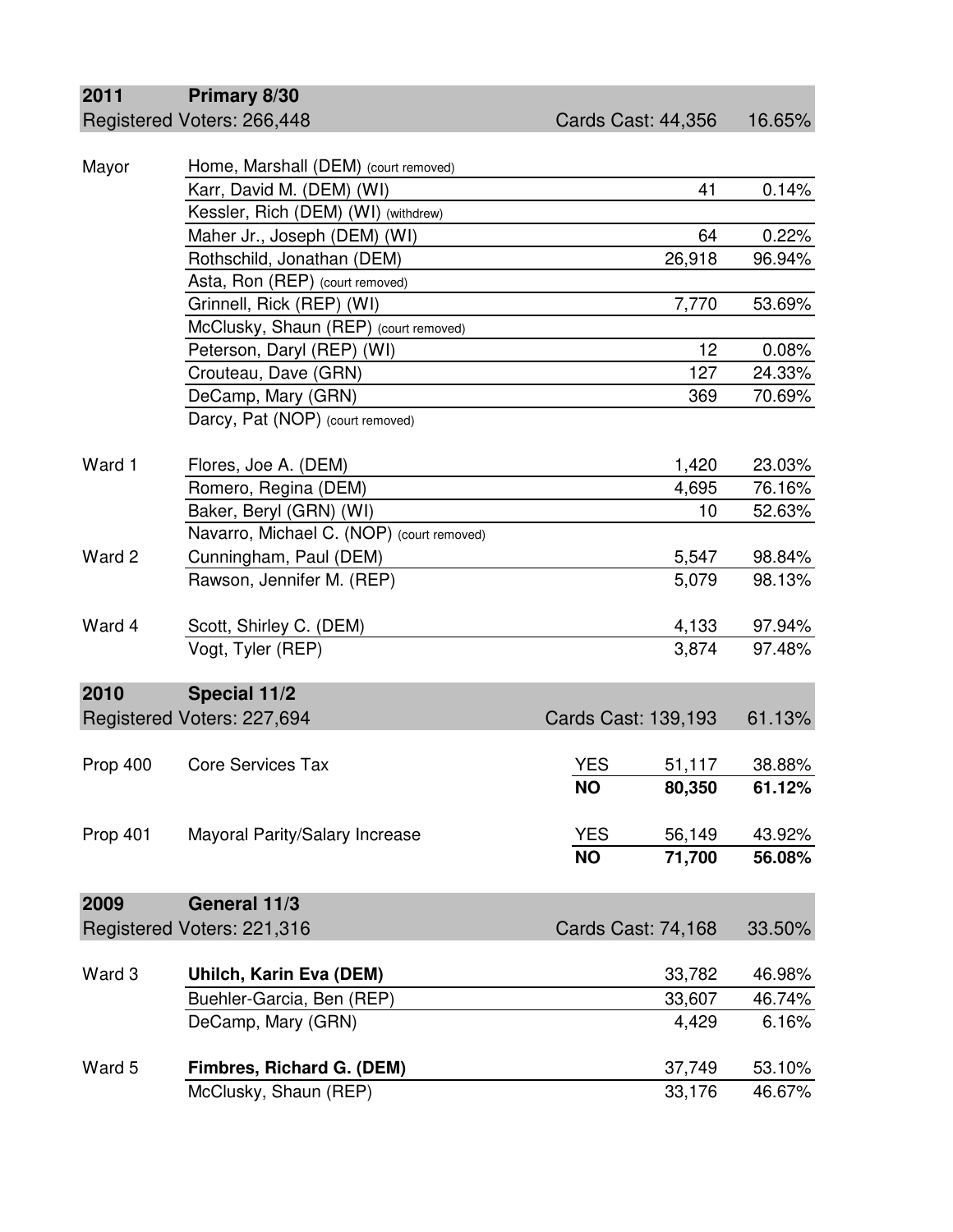## 2011 Primary 8/30

Registered Voters: 266,448 | Cards Cast: 44,356 | 16.65%

| Race | Candidate | | Votes | Percent |
|---|---|---|---|---|
| Mayor | Home, Marshall (DEM) (court removed) | | | |
| | Karr, David M. (DEM) (WI) | | 41 | 0.14% |
| | Kessler, Rich (DEM) (WI) (withdrew) | | | |
| | Maher Jr., Joseph (DEM) (WI) | | 64 | 0.22% |
| | Rothschild, Jonathan (DEM) | | 26,918 | 96.94% |
| | Asta, Ron (REP) (court removed) | | | |
| | Grinnell, Rick (REP) (WI) | | 7,770 | 53.69% |
| | McClusky, Shaun (REP) (court removed) | | | |
| | Peterson, Daryl (REP) (WI) | | 12 | 0.08% |
| | Crouteau, Dave (GRN) | | 127 | 24.33% |
| | DeCamp, Mary (GRN) | | 369 | 70.69% |
| | Darcy, Pat (NOP) (court removed) | | | |
| Ward 1 | Flores, Joe A. (DEM) | | 1,420 | 23.03% |
| | Romero, Regina (DEM) | | 4,695 | 76.16% |
| | Baker, Beryl (GRN) (WI) | | 10 | 52.63% |
| | Navarro, Michael C. (NOP) (court removed) | | | |
| Ward 2 | Cunningham, Paul (DEM) | | 5,547 | 98.84% |
| | Rawson, Jennifer M. (REP) | | 5,079 | 98.13% |
| Ward 4 | Scott, Shirley C. (DEM) | | 4,133 | 97.94% |
| | Vogt, Tyler (REP) | | 3,874 | 97.48% |

## 2010 Special 11/2

Registered Voters: 227,694 | Cards Cast: 139,193 | 61.13%

| Race | Description | | Votes | Percent |
|---|---|---|---|---|
| Prop 400 | Core Services Tax | YES | 51,117 | 38.88% |
| | | **NO** | **80,350** | **61.12%** |
| Prop 401 | Mayoral Parity/Salary Increase | YES | 56,149 | 43.92% |
| | | **NO** | **71,700** | **56.08%** |

## 2009 General 11/3

Registered Voters: 221,316 | Cards Cast: 74,168 | 33.50%

| Race | Candidate | | Votes | Percent |
|---|---|---|---|---|
| Ward 3 | **Uhilch, Karin Eva (DEM)** | | 33,782 | 46.98% |
| | Buehler-Garcia, Ben (REP) | | 33,607 | 46.74% |
| | DeCamp, Mary (GRN) | | 4,429 | 6.16% |
| Ward 5 | **Fimbres, Richard G. (DEM)** | | 37,749 | 53.10% |
| | McClusky, Shaun (REP) | | 33,176 | 46.67% |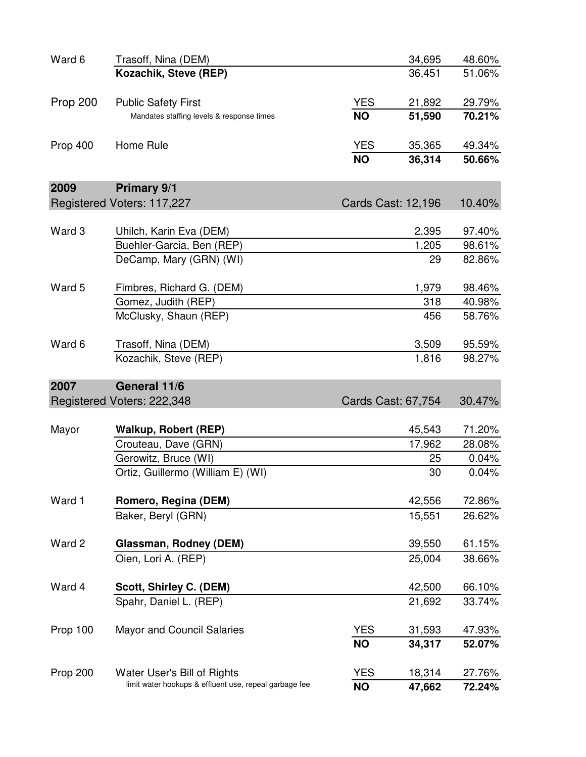| | | | | |
|---|---|---|---|---|
| Ward 6 | Trasoff, Nina (DEM) | | 34,695 | 48.60% |
| | **Kozachik, Steve (REP)** | | 36,451 | 51.06% |
| Prop 200 | Public Safety First | YES | 21,892 | 29.79% |
| | Mandates staffing levels & response times | **NO** | **51,590** | **70.21%** |
| Prop 400 | Home Rule | YES | 35,365 | 49.34% |
| | | **NO** | **36,314** | **50.66%** |

## 2009 Primary 9/1

Registered Voters: 117,227 — Cards Cast: 12,196 — 10.40%

| | | | |
|---|---|---|---|
| Ward 3 | Uhilch, Karin Eva (DEM) | 2,395 | 97.40% |
| | Buehler-Garcia, Ben (REP) | 1,205 | 98.61% |
| | DeCamp, Mary (GRN) (WI) | 29 | 82.86% |
| Ward 5 | Fimbres, Richard G. (DEM) | 1,979 | 98.46% |
| | Gomez, Judith (REP) | 318 | 40.98% |
| | McClusky, Shaun (REP) | 456 | 58.76% |
| Ward 6 | Trasoff, Nina (DEM) | 3,509 | 95.59% |
| | Kozachik, Steve (REP) | 1,816 | 98.27% |

## 2007 General 11/6

Registered Voters: 222,348 — Cards Cast: 67,754 — 30.47%

| | | | | |
|---|---|---|---|---|
| Mayor | **Walkup, Robert (REP)** | | 45,543 | 71.20% |
| | Crouteau, Dave (GRN) | | 17,962 | 28.08% |
| | Gerowitz, Bruce (WI) | | 25 | 0.04% |
| | Ortiz, Guillermo (William E) (WI) | | 30 | 0.04% |
| Ward 1 | **Romero, Regina (DEM)** | | 42,556 | 72.86% |
| | Baker, Beryl (GRN) | | 15,551 | 26.62% |
| Ward 2 | **Glassman, Rodney (DEM)** | | 39,550 | 61.15% |
| | Oien, Lori A. (REP) | | 25,004 | 38.66% |
| Ward 4 | **Scott, Shirley C. (DEM)** | | 42,500 | 66.10% |
| | Spahr, Daniel L. (REP) | | 21,692 | 33.74% |
| Prop 100 | Mayor and Council Salaries | YES | 31,593 | 47.93% |
| | | **NO** | **34,317** | **52.07%** |
| Prop 200 | Water User's Bill of Rights | YES | 18,314 | 27.76% |
| | limit water hookups & effluent use, repeal garbage fee | **NO** | **47,662** | **72.24%** |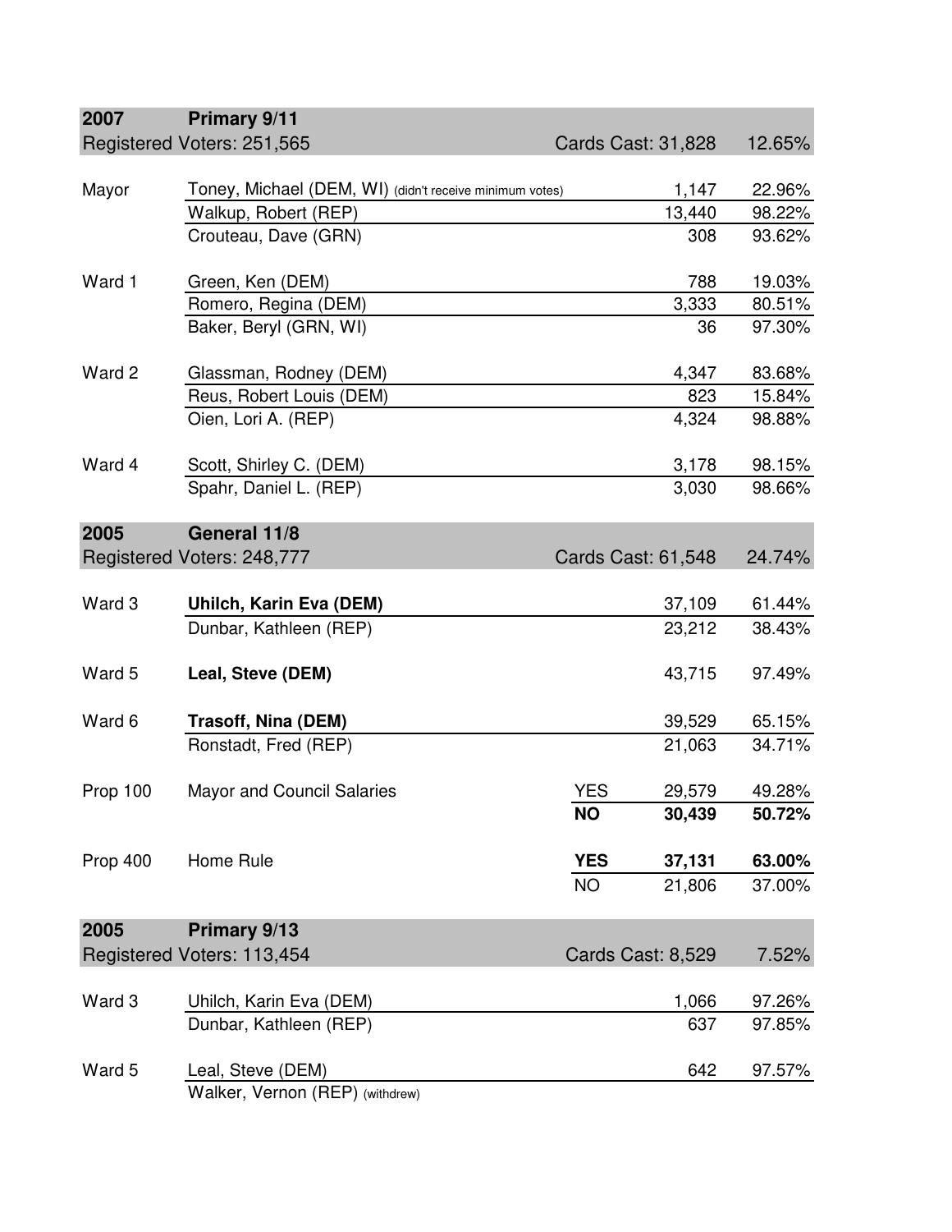## 2007 Primary 9/11

Registered Voters: 251,565 | Cards Cast: 31,828 | 12.65%

| Race | Candidate | | Votes | Percent |
|---|---|---|---|---|
| Mayor | Toney, Michael (DEM, WI) (didn't receive minimum votes) | | 1,147 | 22.96% |
| | Walkup, Robert (REP) | | 13,440 | 98.22% |
| | Crouteau, Dave (GRN) | | 308 | 93.62% |
| Ward 1 | Green, Ken (DEM) | | 788 | 19.03% |
| | Romero, Regina (DEM) | | 3,333 | 80.51% |
| | Baker, Beryl (GRN, WI) | | 36 | 97.30% |
| Ward 2 | Glassman, Rodney (DEM) | | 4,347 | 83.68% |
| | Reus, Robert Louis (DEM) | | 823 | 15.84% |
| | Oien, Lori A. (REP) | | 4,324 | 98.88% |
| Ward 4 | Scott, Shirley C. (DEM) | | 3,178 | 98.15% |
| | Spahr, Daniel L. (REP) | | 3,030 | 98.66% |

## 2005 General 11/8

Registered Voters: 248,777 | Cards Cast: 61,548 | 24.74%

| Race | Candidate | | Votes | Percent |
|---|---|---|---|---|
| Ward 3 | **Uhilch, Karin Eva (DEM)** | | 37,109 | 61.44% |
| | Dunbar, Kathleen (REP) | | 23,212 | 38.43% |
| Ward 5 | **Leal, Steve (DEM)** | | 43,715 | 97.49% |
| Ward 6 | **Trasoff, Nina (DEM)** | | 39,529 | 65.15% |
| | Ronstadt, Fred (REP) | | 21,063 | 34.71% |
| Prop 100 | Mayor and Council Salaries | YES | 29,579 | 49.28% |
| | | **NO** | **30,439** | **50.72%** |
| Prop 400 | Home Rule | **YES** | **37,131** | **63.00%** |
| | | NO | 21,806 | 37.00% |

## 2005 Primary 9/13

Registered Voters: 113,454 | Cards Cast: 8,529 | 7.52%

| Race | Candidate | | Votes | Percent |
|---|---|---|---|---|
| Ward 3 | Uhilch, Karin Eva (DEM) | | 1,066 | 97.26% |
| | Dunbar, Kathleen (REP) | | 637 | 97.85% |
| Ward 5 | Leal, Steve (DEM) | | 642 | 97.57% |
| | Walker, Vernon (REP) (withdrew) | | | |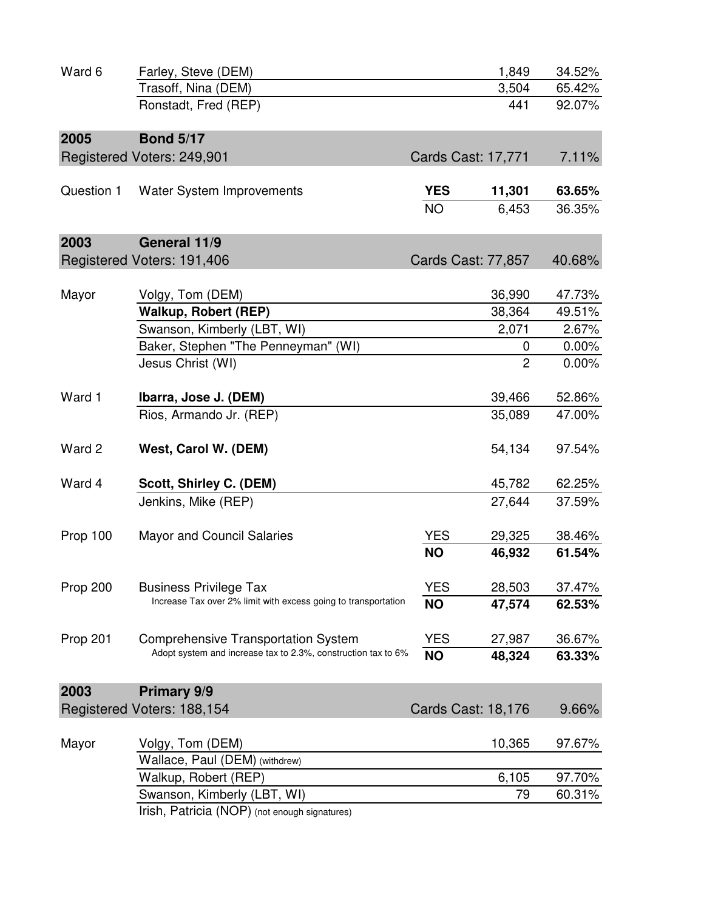| | | | | |
|---|---|---|---|---|
| Ward 6 | Farley, Steve (DEM) | | 1,849 | 34.52% |
| | Trasoff, Nina (DEM) | | 3,504 | 65.42% |
| | Ronstadt, Fred (REP) | | 441 | 92.07% |

## 2005 Bond 5/17

| Registered Voters: 249,901 | | Cards Cast: 17,771 | | 7.11% |
|---|---|---|---|---|
| Question 1 | Water System Improvements | **YES** | **11,301** | **63.65%** |
| | | NO | 6,453 | 36.35% |

## 2003 General 11/9

| Registered Voters: 191,406 | | Cards Cast: 77,857 | | 40.68% |
|---|---|---|---|---|
| Mayor | Volgy, Tom (DEM) | | 36,990 | 47.73% |
| | **Walkup, Robert (REP)** | | 38,364 | 49.51% |
| | Swanson, Kimberly (LBT, WI) | | 2,071 | 2.67% |
| | Baker, Stephen "The Penneyman" (WI) | | 0 | 0.00% |
| | Jesus Christ (WI) | | 2 | 0.00% |
| Ward 1 | **Ibarra, Jose J. (DEM)** | | 39,466 | 52.86% |
| | Rios, Armando Jr. (REP) | | 35,089 | 47.00% |
| Ward 2 | **West, Carol W. (DEM)** | | 54,134 | 97.54% |
| Ward 4 | **Scott, Shirley C. (DEM)** | | 45,782 | 62.25% |
| | Jenkins, Mike (REP) | | 27,644 | 37.59% |
| Prop 100 | Mayor and Council Salaries | YES | 29,325 | 38.46% |
| | | **NO** | **46,932** | **61.54%** |
| Prop 200 | Business Privilege Tax<br>Increase Tax over 2% limit with excess going to transportation | YES | 28,503 | 37.47% |
| | | **NO** | **47,574** | **62.53%** |
| Prop 201 | Comprehensive Transportation System<br>Adopt system and increase tax to 2.3%, construction tax to 6% | YES | 27,987 | 36.67% |
| | | **NO** | **48,324** | **63.33%** |

## 2003 Primary 9/9

| Registered Voters: 188,154 | | Cards Cast: 18,176 | | 9.66% |
|---|---|---|---|---|
| Mayor | Volgy, Tom (DEM) | | 10,365 | 97.67% |
| | Wallace, Paul (DEM) (withdrew) | | | |
| | Walkup, Robert (REP) | | 6,105 | 97.70% |
| | Swanson, Kimberly (LBT, WI) | | 79 | 60.31% |
| | Irish, Patricia (NOP) (not enough signatures) | | | |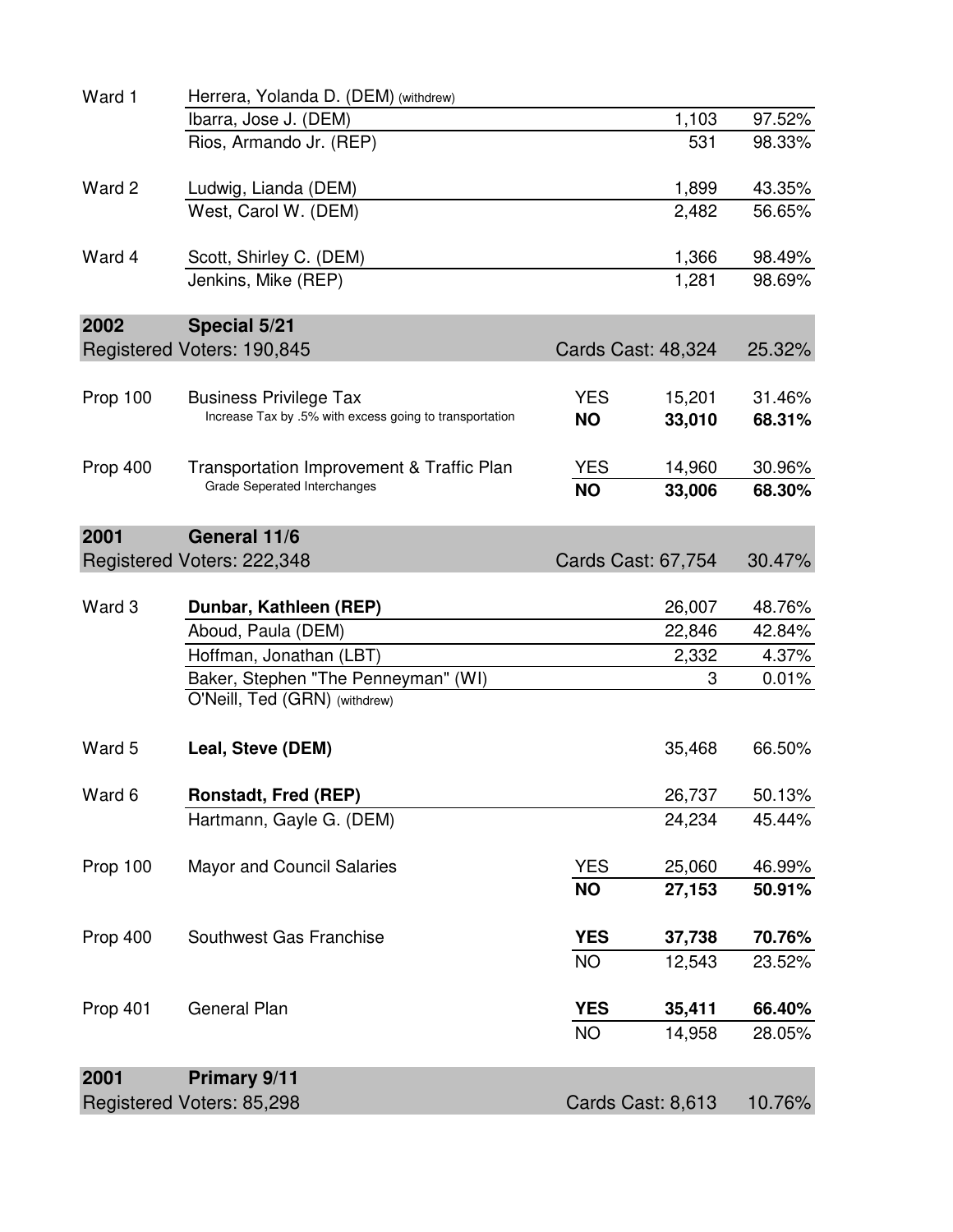| | | | | |
|---|---|---|---|---|
| Ward 1 | Herrera, Yolanda D. (DEM) (withdrew) | | | |
| | Ibarra, Jose J. (DEM) | | 1,103 | 97.52% |
| | Rios, Armando Jr. (REP) | | 531 | 98.33% |
| Ward 2 | Ludwig, Lianda (DEM) | | 1,899 | 43.35% |
| | West, Carol W. (DEM) | | 2,482 | 56.65% |
| Ward 4 | Scott, Shirley C. (DEM) | | 1,366 | 98.49% |
| | Jenkins, Mike (REP) | | 1,281 | 98.69% |

| **2002** | **Special 5/21** | | | |
|---|---|---|---|---|
| Registered Voters: 190,845 | | Cards Cast: 48,324 | | 25.32% |
| Prop 100 | Business Privilege Tax<br>Increase Tax by .5% with excess going to transportation | YES | 15,201 | 31.46% |
| | | **NO** | **33,010** | **68.31%** |
| Prop 400 | Transportation Improvement & Traffic Plan<br>Grade Seperated Interchanges | YES | 14,960 | 30.96% |
| | | **NO** | **33,006** | **68.30%** |

| **2001** | **General 11/6** | | | |
|---|---|---|---|---|
| Registered Voters: 222,348 | | Cards Cast: 67,754 | | 30.47% |
| Ward 3 | **Dunbar, Kathleen (REP)** | | 26,007 | 48.76% |
| | Aboud, Paula (DEM) | | 22,846 | 42.84% |
| | Hoffman, Jonathan (LBT) | | 2,332 | 4.37% |
| | Baker, Stephen "The Penneyman" (WI) | | 3 | 0.01% |
| | O'Neill, Ted (GRN) (withdrew) | | | |
| Ward 5 | **Leal, Steve (DEM)** | | 35,468 | 66.50% |
| Ward 6 | **Ronstadt, Fred (REP)** | | 26,737 | 50.13% |
| | Hartmann, Gayle G. (DEM) | | 24,234 | 45.44% |
| Prop 100 | Mayor and Council Salaries | YES | 25,060 | 46.99% |
| | | **NO** | **27,153** | **50.91%** |
| Prop 400 | Southwest Gas Franchise | **YES** | **37,738** | **70.76%** |
| | | NO | 12,543 | 23.52% |
| Prop 401 | General Plan | **YES** | **35,411** | **66.40%** |
| | | NO | 14,958 | 28.05% |

| **2001** | **Primary 9/11** | | | |
|---|---|---|---|---|
| Registered Voters: 85,298 | | Cards Cast: 8,613 | | 10.76% |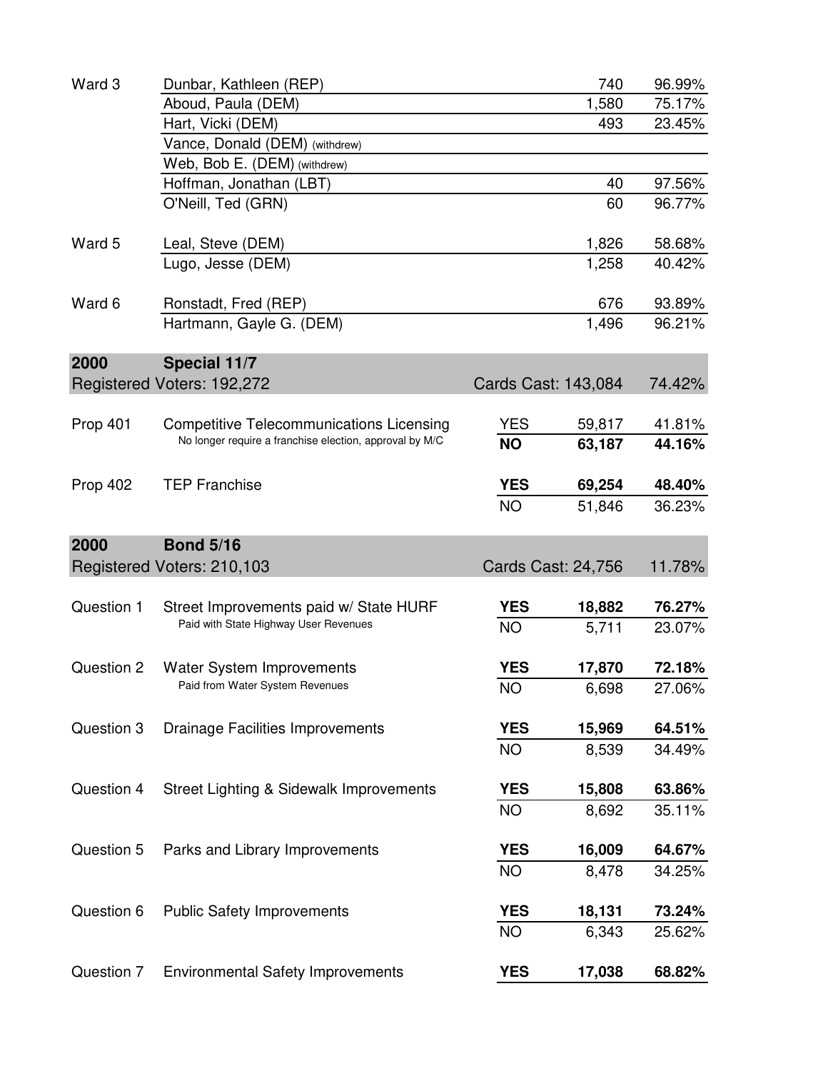| | | | | |
|---|---|---|---|---|
| Ward 3 | Dunbar, Kathleen (REP) | | 740 | 96.99% |
| | Aboud, Paula (DEM) | | 1,580 | 75.17% |
| | Hart, Vicki (DEM) | | 493 | 23.45% |
| | Vance, Donald (DEM) (withdrew) | | | |
| | Web, Bob E. (DEM) (withdrew) | | | |
| | Hoffman, Jonathan (LBT) | | 40 | 97.56% |
| | O'Neill, Ted (GRN) | | 60 | 96.77% |
| Ward 5 | Leal, Steve (DEM) | | 1,826 | 58.68% |
| | Lugo, Jesse (DEM) | | 1,258 | 40.42% |
| Ward 6 | Ronstadt, Fred (REP) | | 676 | 93.89% |
| | Hartmann, Gayle G. (DEM) | | 1,496 | 96.21% |

## 2000 Special 11/7

Registered Voters: 192,272 — Cards Cast: 143,084 — 74.42%

| | | | | |
|---|---|---|---|---|
| Prop 401 | Competitive Telecommunications Licensing<br>No longer require a franchise election, approval by M/C | YES | 59,817 | 41.81% |
| | | **NO** | **63,187** | **44.16%** |
| Prop 402 | TEP Franchise | **YES** | **69,254** | **48.40%** |
| | | NO | 51,846 | 36.23% |

## 2000 Bond 5/16

Registered Voters: 210,103 — Cards Cast: 24,756 — 11.78%

| | | | | |
|---|---|---|---|---|
| Question 1 | Street Improvements paid w/ State HURF<br>Paid with State Highway User Revenues | **YES** | **18,882** | **76.27%** |
| | | NO | 5,711 | 23.07% |
| Question 2 | Water System Improvements<br>Paid from Water System Revenues | **YES** | **17,870** | **72.18%** |
| | | NO | 6,698 | 27.06% |
| Question 3 | Drainage Facilities Improvements | **YES** | **15,969** | **64.51%** |
| | | NO | 8,539 | 34.49% |
| Question 4 | Street Lighting & Sidewalk Improvements | **YES** | **15,808** | **63.86%** |
| | | NO | 8,692 | 35.11% |
| Question 5 | Parks and Library Improvements | **YES** | **16,009** | **64.67%** |
| | | NO | 8,478 | 34.25% |
| Question 6 | Public Safety Improvements | **YES** | **18,131** | **73.24%** |
| | | NO | 6,343 | 25.62% |
| Question 7 | Environmental Safety Improvements | **YES** | **17,038** | **68.82%** |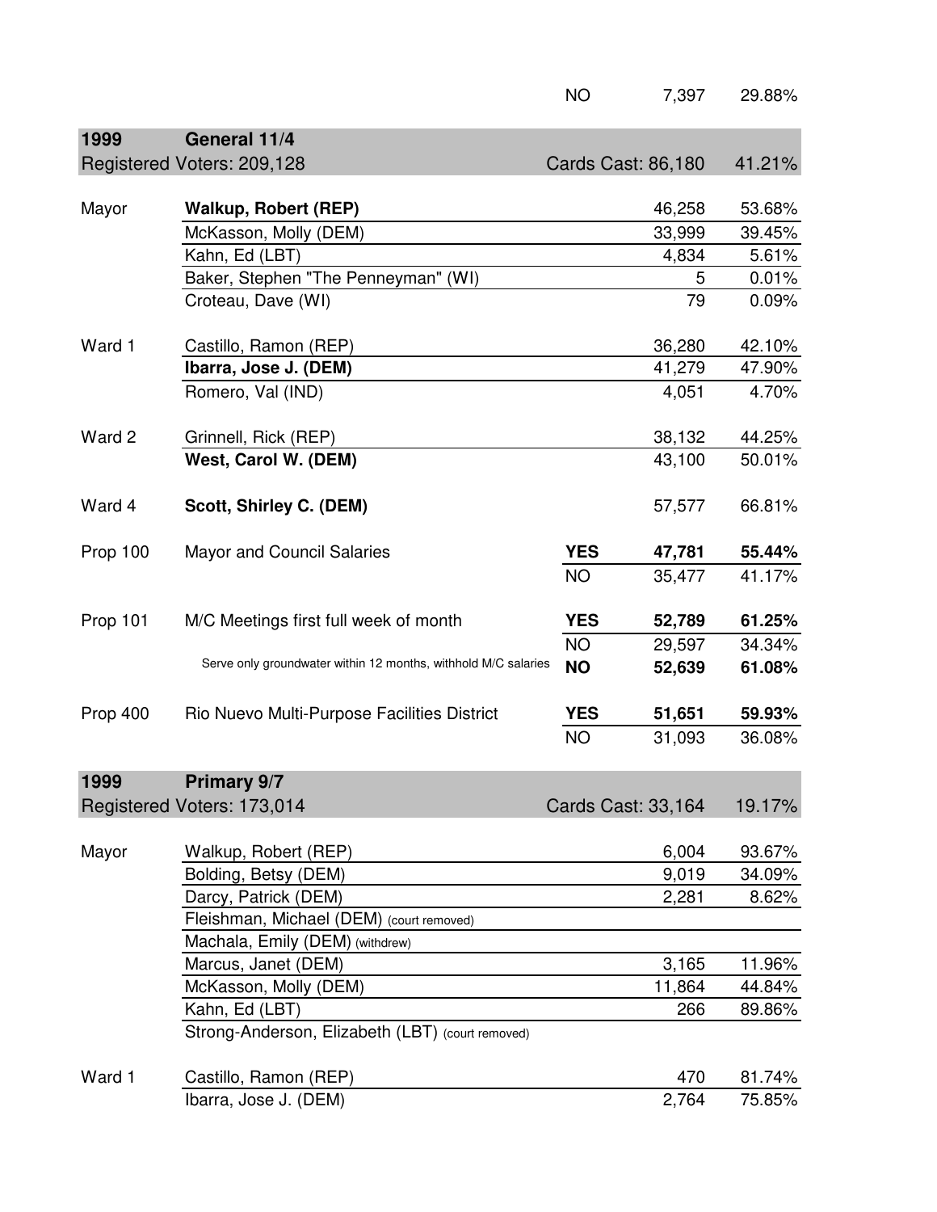| | | | | |
|---|---|---|---|---|
| | | NO | 7,397 | 29.88% |

| **1999** | **General 11/4** | | | |
|---|---|---|---|---|
| Registered Voters: 209,128 | | Cards Cast: 86,180 | | 41.21% |
| Mayor | **Walkup, Robert (REP)** | | 46,258 | 53.68% |
| | McKasson, Molly (DEM) | | 33,999 | 39.45% |
| | Kahn, Ed (LBT) | | 4,834 | 5.61% |
| | Baker, Stephen "The Penneyman" (WI) | | 5 | 0.01% |
| | Croteau, Dave (WI) | | 79 | 0.09% |
| Ward 1 | Castillo, Ramon (REP) | | 36,280 | 42.10% |
| | **Ibarra, Jose J. (DEM)** | | 41,279 | 47.90% |
| | Romero, Val (IND) | | 4,051 | 4.70% |
| Ward 2 | Grinnell, Rick (REP) | | 38,132 | 44.25% |
| | **West, Carol W. (DEM)** | | 43,100 | 50.01% |
| Ward 4 | **Scott, Shirley C. (DEM)** | | 57,577 | 66.81% |
| Prop 100 | Mayor and Council Salaries | **YES** | **47,781** | **55.44%** |
| | | NO | 35,477 | 41.17% |
| Prop 101 | M/C Meetings first full week of month | **YES** | **52,789** | **61.25%** |
| | | NO | 29,597 | 34.34% |
| | Serve only groundwater within 12 months, withhold M/C salaries | **NO** | **52,639** | **61.08%** |
| Prop 400 | Rio Nuevo Multi-Purpose Facilities District | **YES** | **51,651** | **59.93%** |
| | | NO | 31,093 | 36.08% |

| **1999** | **Primary 9/7** | | | |
|---|---|---|---|---|
| Registered Voters: 173,014 | | Cards Cast: 33,164 | | 19.17% |
| Mayor | Walkup, Robert (REP) | | 6,004 | 93.67% |
| | Bolding, Betsy (DEM) | | 9,019 | 34.09% |
| | Darcy, Patrick (DEM) | | 2,281 | 8.62% |
| | Fleishman, Michael (DEM) (court removed) | | | |
| | Machala, Emily (DEM) (withdrew) | | | |
| | Marcus, Janet (DEM) | | 3,165 | 11.96% |
| | McKasson, Molly (DEM) | | 11,864 | 44.84% |
| | Kahn, Ed (LBT) | | 266 | 89.86% |
| | Strong-Anderson, Elizabeth (LBT) (court removed) | | | |
| Ward 1 | Castillo, Ramon (REP) | | 470 | 81.74% |
| | Ibarra, Jose J. (DEM) | | 2,764 | 75.85% |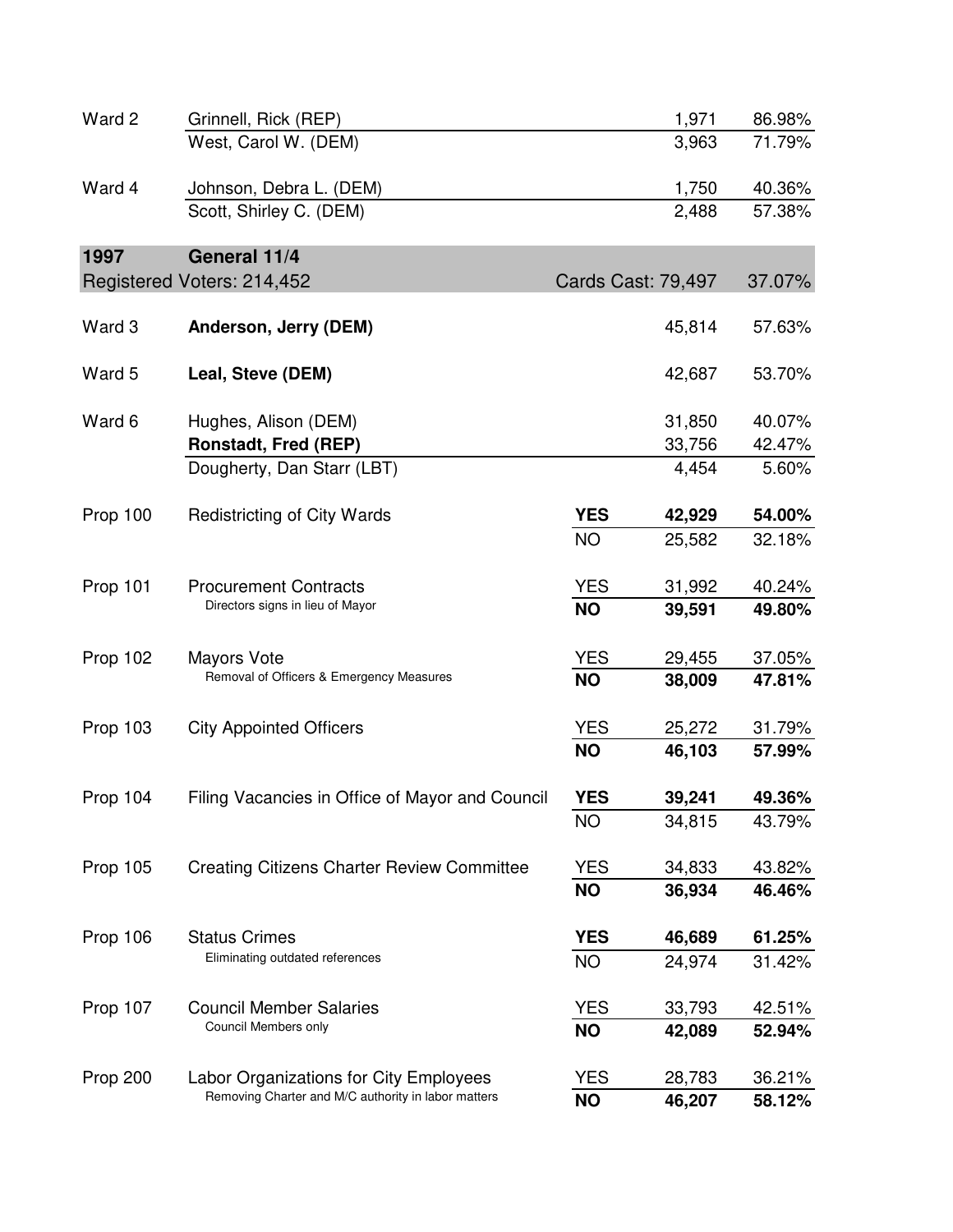| | | | | |
|---|---|---|---|---|
| Ward 2 | Grinnell, Rick (REP) | | 1,971 | 86.98% |
| | West, Carol W. (DEM) | | 3,963 | 71.79% |
| Ward 4 | Johnson, Debra L. (DEM) | | 1,750 | 40.36% |
| | Scott, Shirley C. (DEM) | | 2,488 | 57.38% |

| **1997** | **General 11/4** | | | |
|---|---|---|---|---|
| Registered Voters: 214,452 | | Cards Cast: 79,497 | | 37.07% |
| Ward 3 | **Anderson, Jerry (DEM)** | | 45,814 | 57.63% |
| Ward 5 | **Leal, Steve (DEM)** | | 42,687 | 53.70% |
| Ward 6 | Hughes, Alison (DEM) | | 31,850 | 40.07% |
| | **Ronstadt, Fred (REP)** | | 33,756 | 42.47% |
| | Dougherty, Dan Starr (LBT) | | 4,454 | 5.60% |
| Prop 100 | Redistricting of City Wards | **YES** | **42,929** | **54.00%** |
| | | NO | 25,582 | 32.18% |
| Prop 101 | Procurement Contracts<br>Directors signs in lieu of Mayor | YES | 31,992 | 40.24% |
| | | **NO** | **39,591** | **49.80%** |
| Prop 102 | Mayors Vote<br>Removal of Officers & Emergency Measures | YES | 29,455 | 37.05% |
| | | **NO** | **38,009** | **47.81%** |
| Prop 103 | City Appointed Officers | YES | 25,272 | 31.79% |
| | | **NO** | **46,103** | **57.99%** |
| Prop 104 | Filing Vacancies in Office of Mayor and Council | **YES** | **39,241** | **49.36%** |
| | | NO | 34,815 | 43.79% |
| Prop 105 | Creating Citizens Charter Review Committee | YES | 34,833 | 43.82% |
| | | **NO** | **36,934** | **46.46%** |
| Prop 106 | Status Crimes<br>Eliminating outdated references | **YES** | **46,689** | **61.25%** |
| | | NO | 24,974 | 31.42% |
| Prop 107 | Council Member Salaries<br>Council Members only | YES | 33,793 | 42.51% |
| | | **NO** | **42,089** | **52.94%** |
| Prop 200 | Labor Organizations for City Employees<br>Removing Charter and M/C authority in labor matters | YES | 28,783 | 36.21% |
| | | **NO** | **46,207** | **58.12%** |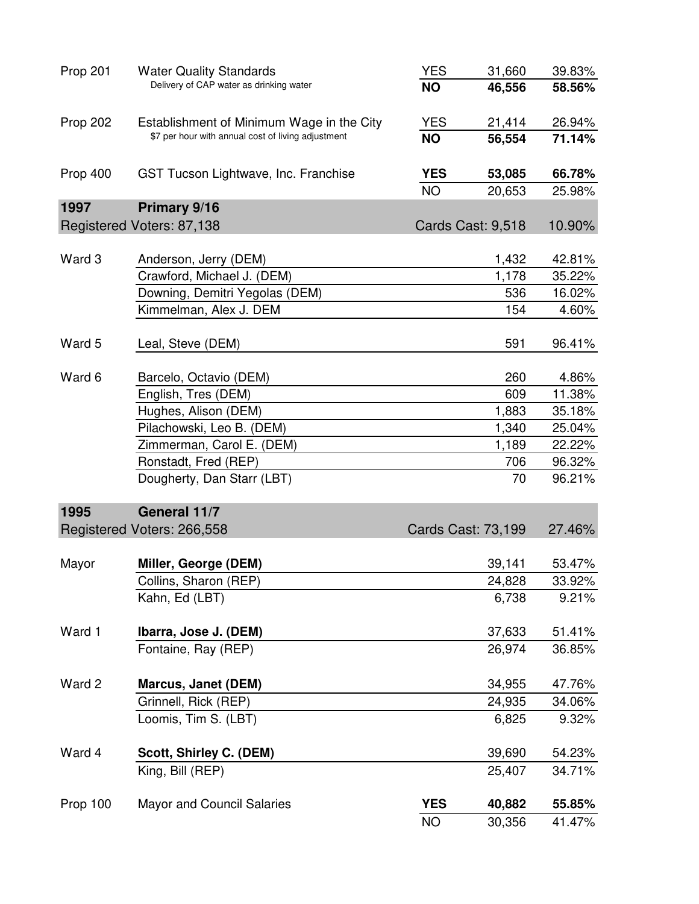| | | | | |
|---|---|---|---|---|
| Prop 201 | Water Quality Standards<br>Delivery of CAP water as drinking water | YES | 31,660 | 39.83% |
| | | **NO** | **46,556** | **58.56%** |
| Prop 202 | Establishment of Minimum Wage in the City<br>$7 per hour with annual cost of living adjustment | YES | 21,414 | 26.94% |
| | | **NO** | **56,554** | **71.14%** |
| Prop 400 | GST Tucson Lightwave, Inc. Franchise | **YES** | **53,085** | **66.78%** |
| | | NO | 20,653 | 25.98% |

## 1997 Primary 9/16

Registered Voters: 87,138 — Cards Cast: 9,518 — 10.90%

| | | | |
|---|---|---|---|
| Ward 3 | Anderson, Jerry (DEM) | 1,432 | 42.81% |
| | Crawford, Michael J. (DEM) | 1,178 | 35.22% |
| | Downing, Demitri Yegolas (DEM) | 536 | 16.02% |
| | Kimmelman, Alex J. DEM | 154 | 4.60% |
| Ward 5 | Leal, Steve (DEM) | 591 | 96.41% |
| Ward 6 | Barcelo, Octavio (DEM) | 260 | 4.86% |
| | English, Tres (DEM) | 609 | 11.38% |
| | Hughes, Alison (DEM) | 1,883 | 35.18% |
| | Pilachowski, Leo B. (DEM) | 1,340 | 25.04% |
| | Zimmerman, Carol E. (DEM) | 1,189 | 22.22% |
| | Ronstadt, Fred (REP) | 706 | 96.32% |
| | Dougherty, Dan Starr (LBT) | 70 | 96.21% |

## 1995 General 11/7

Registered Voters: 266,558 — Cards Cast: 73,199 — 27.46%

| | | | | |
|---|---|---|---|---|
| Mayor | **Miller, George (DEM)** | | 39,141 | 53.47% |
| | Collins, Sharon (REP) | | 24,828 | 33.92% |
| | Kahn, Ed (LBT) | | 6,738 | 9.21% |
| Ward 1 | **Ibarra, Jose J. (DEM)** | | 37,633 | 51.41% |
| | Fontaine, Ray (REP) | | 26,974 | 36.85% |
| Ward 2 | **Marcus, Janet (DEM)** | | 34,955 | 47.76% |
| | Grinnell, Rick (REP) | | 24,935 | 34.06% |
| | Loomis, Tim S. (LBT) | | 6,825 | 9.32% |
| Ward 4 | **Scott, Shirley C. (DEM)** | | 39,690 | 54.23% |
| | King, Bill (REP) | | 25,407 | 34.71% |
| Prop 100 | Mayor and Council Salaries | **YES** | **40,882** | **55.85%** |
| | | NO | 30,356 | 41.47% |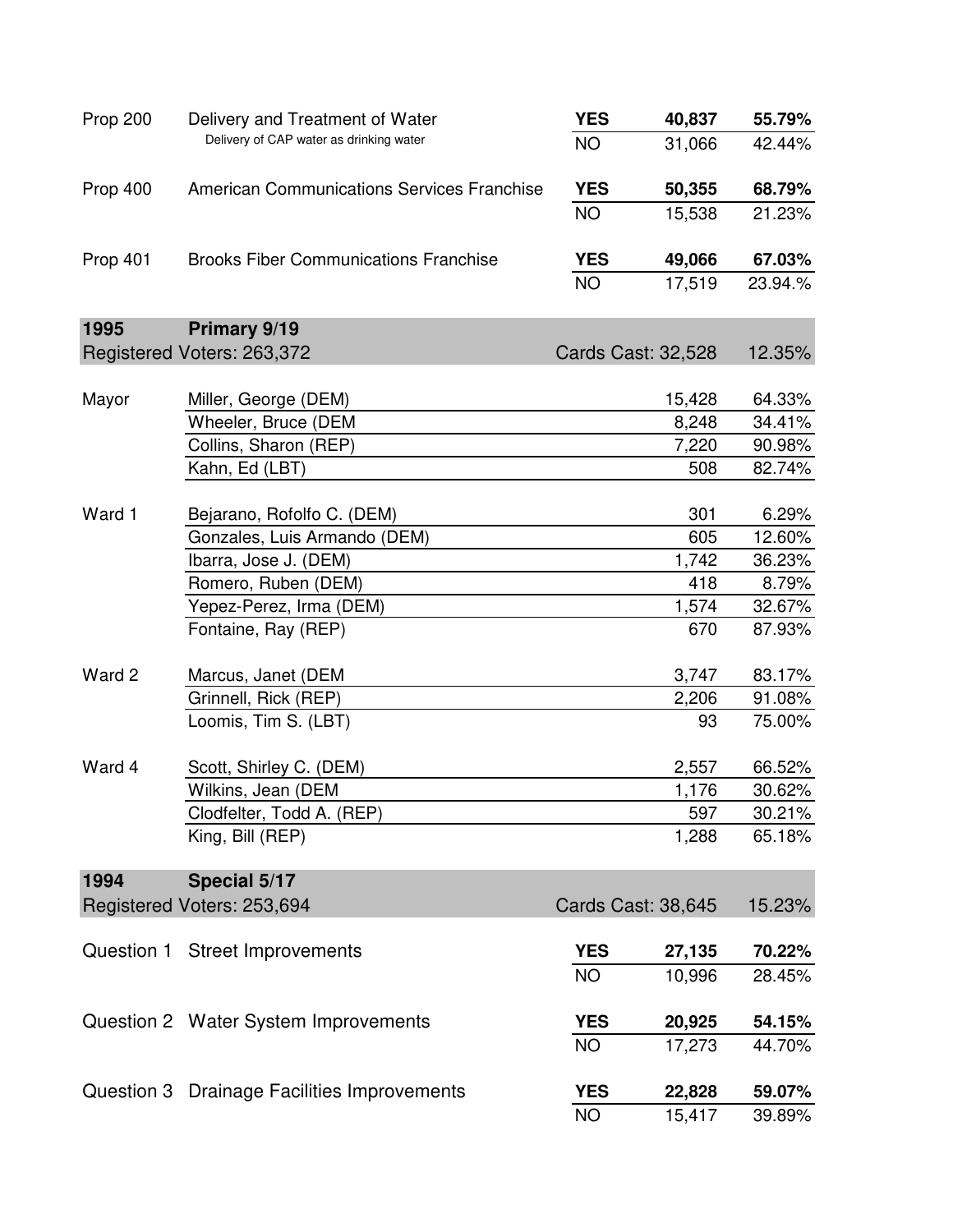| | | | | |
|---|---|---|---|---|
| Prop 200 | Delivery and Treatment of Water<br>Delivery of CAP water as drinking water | **YES** | **40,837** | **55.79%** |
| | | NO | 31,066 | 42.44% |
| Prop 400 | American Communications Services Franchise | **YES** | **50,355** | **68.79%** |
| | | NO | 15,538 | 21.23% |
| Prop 401 | Brooks Fiber Communications Franchise | **YES** | **49,066** | **67.03%** |
| | | NO | 17,519 | 23.94.% |

## 1995 Primary 9/19

Registered Voters: 263,372 — Cards Cast: 32,528 — 12.35%

| | | | |
|---|---|---|---|
| Mayor | Miller, George (DEM) | 15,428 | 64.33% |
| | Wheeler, Bruce (DEM | 8,248 | 34.41% |
| | Collins, Sharon (REP) | 7,220 | 90.98% |
| | Kahn, Ed (LBT) | 508 | 82.74% |
| Ward 1 | Bejarano, Rofolfo C. (DEM) | 301 | 6.29% |
| | Gonzales, Luis Armando (DEM) | 605 | 12.60% |
| | Ibarra, Jose J. (DEM) | 1,742 | 36.23% |
| | Romero, Ruben (DEM) | 418 | 8.79% |
| | Yepez-Perez, Irma (DEM) | 1,574 | 32.67% |
| | Fontaine, Ray (REP) | 670 | 87.93% |
| Ward 2 | Marcus, Janet (DEM | 3,747 | 83.17% |
| | Grinnell, Rick (REP) | 2,206 | 91.08% |
| | Loomis, Tim S. (LBT) | 93 | 75.00% |
| Ward 4 | Scott, Shirley C. (DEM) | 2,557 | 66.52% |
| | Wilkins, Jean (DEM | 1,176 | 30.62% |
| | Clodfelter, Todd A. (REP) | 597 | 30.21% |
| | King, Bill (REP) | 1,288 | 65.18% |

## 1994 Special 5/17

Registered Voters: 253,694 — Cards Cast: 38,645 — 15.23%

| | | | | |
|---|---|---|---|---|
| Question 1 | Street Improvements | **YES** | **27,135** | **70.22%** |
| | | NO | 10,996 | 28.45% |
| Question 2 | Water System Improvements | **YES** | **20,925** | **54.15%** |
| | | NO | 17,273 | 44.70% |
| Question 3 | Drainage Facilities Improvements | **YES** | **22,828** | **59.07%** |
| | | NO | 15,417 | 39.89% |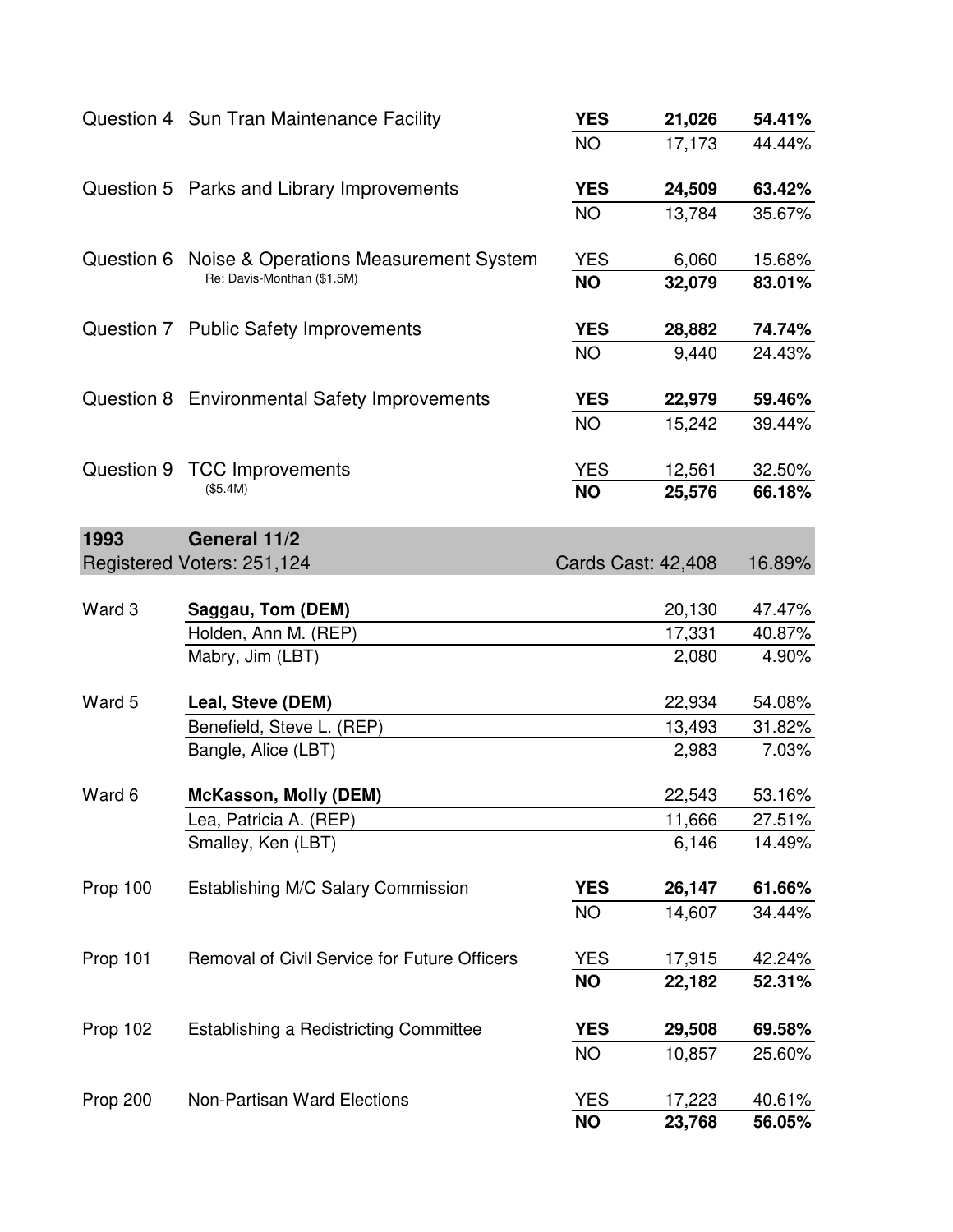| | | | | |
|---|---|---|---|---|
| Question 4 | Sun Tran Maintenance Facility | **YES** | **21,026** | **54.41%** |
| | | NO | 17,173 | 44.44% |
| Question 5 | Parks and Library Improvements | **YES** | **24,509** | **63.42%** |
| | | NO | 13,784 | 35.67% |
| Question 6 | Noise & Operations Measurement System Re: Davis-Monthan ($1.5M) | YES | 6,060 | 15.68% |
| | | **NO** | **32,079** | **83.01%** |
| Question 7 | Public Safety Improvements | **YES** | **28,882** | **74.74%** |
| | | NO | 9,440 | 24.43% |
| Question 8 | Environmental Safety Improvements | **YES** | **22,979** | **59.46%** |
| | | NO | 15,242 | 39.44% |
| Question 9 | TCC Improvements ($5.4M) | YES | 12,561 | 32.50% |
| | | **NO** | **25,576** | **66.18%** |

## 1993 General 11/2

Registered Voters: 251,124 — Cards Cast: 42,408 — 16.89%

| | | | | |
|---|---|---|---|---|
| Ward 3 | **Saggau, Tom (DEM)** | | 20,130 | 47.47% |
| | Holden, Ann M. (REP) | | 17,331 | 40.87% |
| | Mabry, Jim (LBT) | | 2,080 | 4.90% |
| Ward 5 | **Leal, Steve (DEM)** | | 22,934 | 54.08% |
| | Benefield, Steve L. (REP) | | 13,493 | 31.82% |
| | Bangle, Alice (LBT) | | 2,983 | 7.03% |
| Ward 6 | **McKasson, Molly (DEM)** | | 22,543 | 53.16% |
| | Lea, Patricia A. (REP) | | 11,666 | 27.51% |
| | Smalley, Ken (LBT) | | 6,146 | 14.49% |
| Prop 100 | Establishing M/C Salary Commission | **YES** | **26,147** | **61.66%** |
| | | NO | 14,607 | 34.44% |
| Prop 101 | Removal of Civil Service for Future Officers | YES | 17,915 | 42.24% |
| | | **NO** | **22,182** | **52.31%** |
| Prop 102 | Establishing a Redistricting Committee | **YES** | **29,508** | **69.58%** |
| | | NO | 10,857 | 25.60% |
| Prop 200 | Non-Partisan Ward Elections | YES | 17,223 | 40.61% |
| | | **NO** | **23,768** | **56.05%** |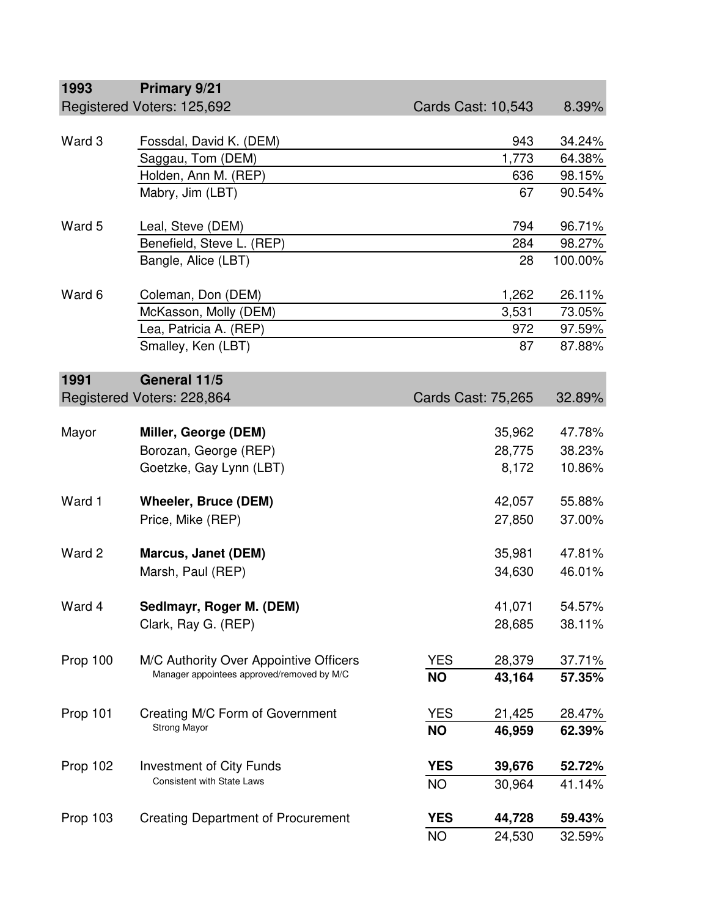## 1993 Primary 9/21

Registered Voters: 125,692 — Cards Cast: 10,543 — 8.39%

| Race | Candidate | Votes | Percent |
|---|---|---|---|
| Ward 3 | Fossdal, David K. (DEM) | 943 | 34.24% |
| | Saggau, Tom (DEM) | 1,773 | 64.38% |
| | Holden, Ann M. (REP) | 636 | 98.15% |
| | Mabry, Jim (LBT) | 67 | 90.54% |
| Ward 5 | Leal, Steve (DEM) | 794 | 96.71% |
| | Benefield, Steve L. (REP) | 284 | 98.27% |
| | Bangle, Alice (LBT) | 28 | 100.00% |
| Ward 6 | Coleman, Don (DEM) | 1,262 | 26.11% |
| | McKasson, Molly (DEM) | 3,531 | 73.05% |
| | Lea, Patricia A. (REP) | 972 | 97.59% |
| | Smalley, Ken (LBT) | 87 | 87.88% |

## 1991 General 11/5

Registered Voters: 228,864 — Cards Cast: 75,265 — 32.89%

| Race | Candidate | Votes | Percent |
|---|---|---|---|
| Mayor | **Miller, George (DEM)** | 35,962 | 47.78% |
| | Borozan, George (REP) | 28,775 | 38.23% |
| | Goetzke, Gay Lynn (LBT) | 8,172 | 10.86% |
| Ward 1 | **Wheeler, Bruce (DEM)** | 42,057 | 55.88% |
| | Price, Mike (REP) | 27,850 | 37.00% |
| Ward 2 | **Marcus, Janet (DEM)** | 35,981 | 47.81% |
| | Marsh, Paul (REP) | 34,630 | 46.01% |
| Ward 4 | **Sedlmayr, Roger M. (DEM)** | 41,071 | 54.57% |
| | Clark, Ray G. (REP) | 28,685 | 38.11% |

| Proposition | Description | Vote | Votes | Percent |
|---|---|---|---|---|
| Prop 100 | M/C Authority Over Appointive Officers<br>Manager appointees approved/removed by M/C | YES | 28,379 | 37.71% |
| | | **NO** | **43,164** | **57.35%** |
| Prop 101 | Creating M/C Form of Government<br>Strong Mayor | YES | 21,425 | 28.47% |
| | | **NO** | **46,959** | **62.39%** |
| Prop 102 | Investment of City Funds<br>Consistent with State Laws | **YES** | **39,676** | **52.72%** |
| | | NO | 30,964 | 41.14% |
| Prop 103 | Creating Department of Procurement | **YES** | **44,728** | **59.43%** |
| | | NO | 24,530 | 32.59% |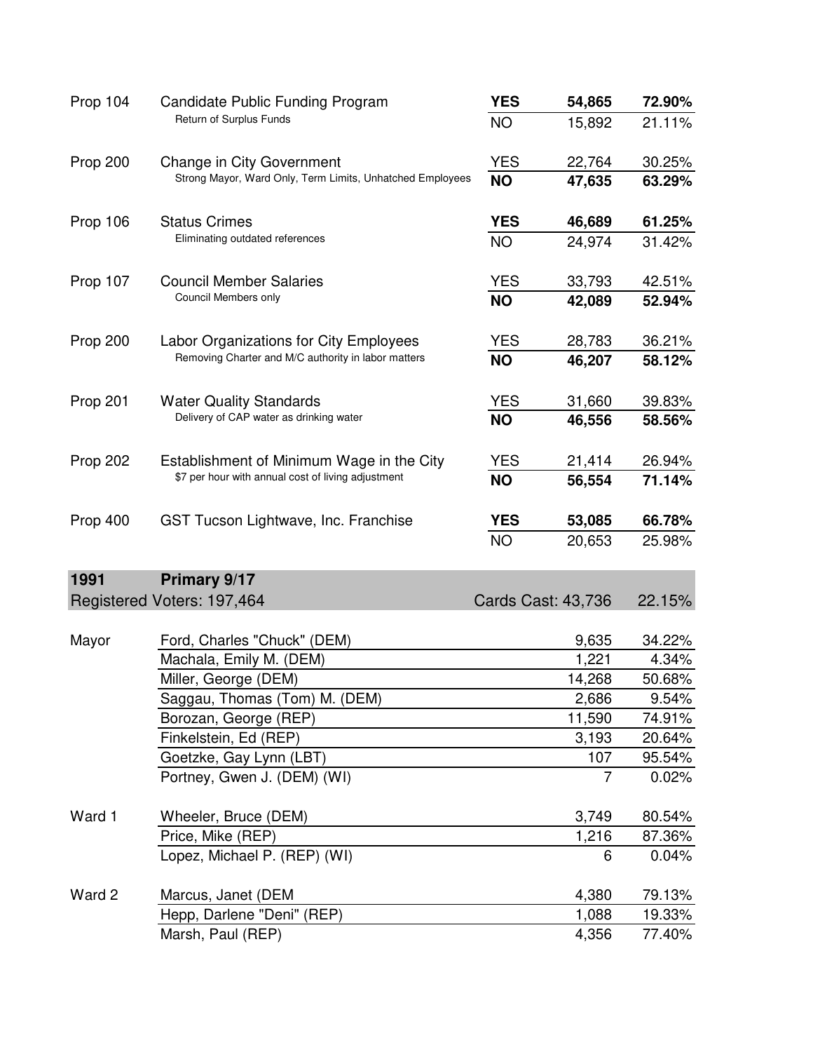| Prop | Description | Vote | Count | Percent |
|---|---|---|---|---|
| Prop 104 | Candidate Public Funding Program<br>Return of Surplus Funds | **YES** | **54,865** | **72.90%** |
| | | NO | 15,892 | 21.11% |
| Prop 200 | Change in City Government<br>Strong Mayor, Ward Only, Term Limits, Unhatched Employees | YES | 22,764 | 30.25% |
| | | **NO** | **47,635** | **63.29%** |
| Prop 106 | Status Crimes<br>Eliminating outdated references | **YES** | **46,689** | **61.25%** |
| | | NO | 24,974 | 31.42% |
| Prop 107 | Council Member Salaries<br>Council Members only | YES | 33,793 | 42.51% |
| | | **NO** | **42,089** | **52.94%** |
| Prop 200 | Labor Organizations for City Employees<br>Removing Charter and M/C authority in labor matters | YES | 28,783 | 36.21% |
| | | **NO** | **46,207** | **58.12%** |
| Prop 201 | Water Quality Standards<br>Delivery of CAP water as drinking water | YES | 31,660 | 39.83% |
| | | **NO** | **46,556** | **58.56%** |
| Prop 202 | Establishment of Minimum Wage in the City<br>$7 per hour with annual cost of living adjustment | YES | 21,414 | 26.94% |
| | | **NO** | **56,554** | **71.14%** |
| Prop 400 | GST Tucson Lightwave, Inc. Franchise | **YES** | **53,085** | **66.78%** |
| | | NO | 20,653 | 25.98% |

## 1991 Primary 9/17

Registered Voters: 197,464 — Cards Cast: 43,736 — 22.15%

| Office | Candidate | Votes | Percent |
|---|---|---|---|
| Mayor | Ford, Charles "Chuck" (DEM) | 9,635 | 34.22% |
| | Machala, Emily M. (DEM) | 1,221 | 4.34% |
| | Miller, George (DEM) | 14,268 | 50.68% |
| | Saggau, Thomas (Tom) M. (DEM) | 2,686 | 9.54% |
| | Borozan, George (REP) | 11,590 | 74.91% |
| | Finkelstein, Ed (REP) | 3,193 | 20.64% |
| | Goetzke, Gay Lynn (LBT) | 107 | 95.54% |
| | Portney, Gwen J. (DEM) (WI) | 7 | 0.02% |
| Ward 1 | Wheeler, Bruce (DEM) | 3,749 | 80.54% |
| | Price, Mike (REP) | 1,216 | 87.36% |
| | Lopez, Michael P. (REP) (WI) | 6 | 0.04% |
| Ward 2 | Marcus, Janet (DEM | 4,380 | 79.13% |
| | Hepp, Darlene "Deni" (REP) | 1,088 | 19.33% |
| | Marsh, Paul (REP) | 4,356 | 77.40% |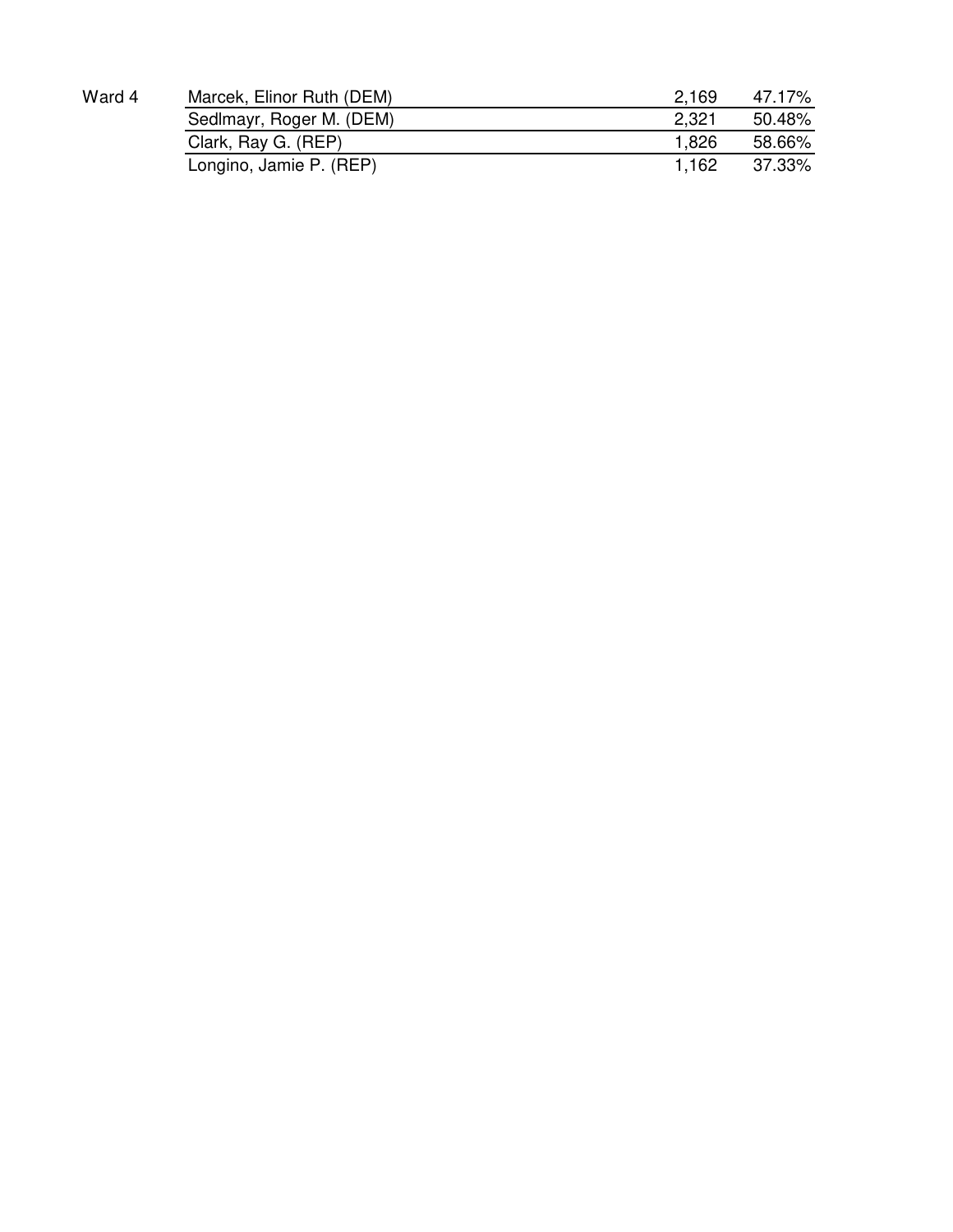| | | | |
|---|---|---|---|
| Ward 4 | Marcek, Elinor Ruth (DEM) | 2,169 | 47.17% |
| | Sedlmayr, Roger M. (DEM) | 2,321 | 50.48% |
| | Clark, Ray G. (REP) | 1,826 | 58.66% |
| | Longino, Jamie P. (REP) | 1,162 | 37.33% |